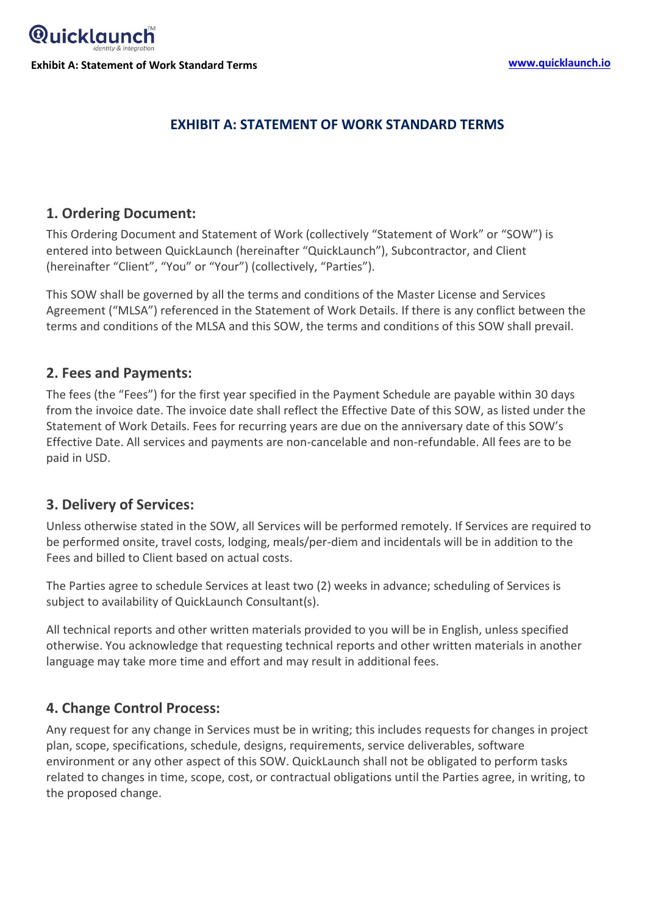# EXHIBIT A: STATEMENT OF WORK STANDARD TERMS

## 1. Ordering Document:

This Ordering Document and Statement of Work (collectively "Statement of Work" or "SOW") is entered into between QuickLaunch (hereinafter "QuickLaunch"), Subcontractor, and Client (hereinafter "Client", "You" or "Your") (collectively, "Parties").

This SOW shall be governed by all the terms and conditions of the Master License and Services Agreement ("MLSA") referenced in the Statement of Work Details. If there is any conflict between the terms and conditions of the MLSA and this SOW, the terms and conditions of this SOW shall prevail.

## 2. Fees and Payments:

The fees (the "Fees") for the first year specified in the Payment Schedule are payable within 30 days from the invoice date. The invoice date shall reflect the Effective Date of this SOW, as listed under the Statement of Work Details. Fees for recurring years are due on the anniversary date of this SOW's Effective Date. All services and payments are non-cancelable and non-refundable. All fees are to be paid in USD.

## 3. Delivery of Services:

Unless otherwise stated in the SOW, all Services will be performed remotely. If Services are required to be performed onsite, travel costs, lodging, meals/per-diem and incidentals will be in addition to the Fees and billed to Client based on actual costs.

The Parties agree to schedule Services at least two (2) weeks in advance; scheduling of Services is subject to availability of QuickLaunch Consultant(s).

All technical reports and other written materials provided to you will be in English, unless specified otherwise. You acknowledge that requesting technical reports and other written materials in another language may take more time and effort and may result in additional fees.

## 4. Change Control Process:

Any request for any change in Services must be in writing; this includes requests for changes in project plan, scope, specifications, schedule, designs, requirements, service deliverables, software environment or any other aspect of this SOW. QuickLaunch shall not be obligated to perform tasks related to changes in time, scope, cost, or contractual obligations until the Parties agree, in writing, to the proposed change.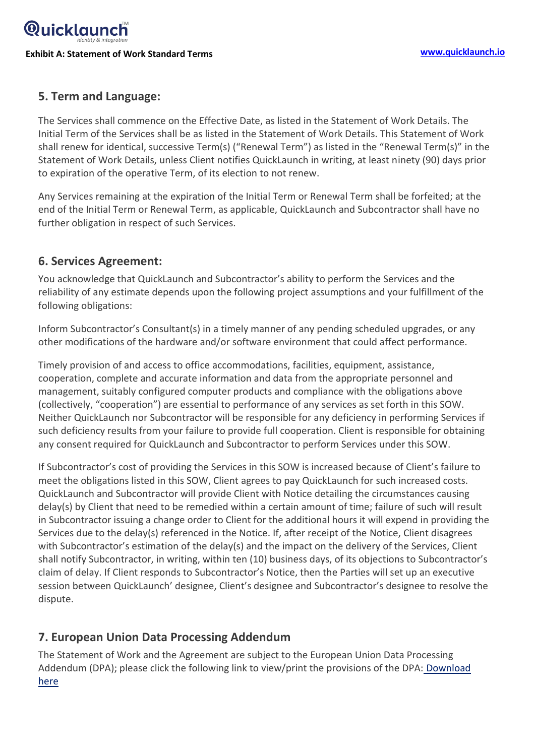## 5. Term and Language:

The Services shall commence on the Effective Date, as listed in the Statement of Work Details. The Initial Term of the Services shall be as listed in the Statement of Work Details. This Statement of Work shall renew for identical, successive Term(s) ("Renewal Term") as listed in the "Renewal Term(s)" in the Statement of Work Details, unless Client notifies QuickLaunch in writing, at least ninety (90) days prior to expiration of the operative Term, of its election to not renew.

Any Services remaining at the expiration of the Initial Term or Renewal Term shall be forfeited; at the end of the Initial Term or Renewal Term, as applicable, QuickLaunch and Subcontractor shall have no further obligation in respect of such Services.

## 6. Services Agreement:

You acknowledge that QuickLaunch and Subcontractor's ability to perform the Services and the reliability of any estimate depends upon the following project assumptions and your fulfillment of the following obligations:

Inform Subcontractor's Consultant(s) in a timely manner of any pending scheduled upgrades, or any other modifications of the hardware and/or software environment that could affect performance.

Timely provision of and access to office accommodations, facilities, equipment, assistance, cooperation, complete and accurate information and data from the appropriate personnel and management, suitably configured computer products and compliance with the obligations above (collectively, "cooperation") are essential to performance of any services as set forth in this SOW. Neither QuickLaunch nor Subcontractor will be responsible for any deficiency in performing Services if such deficiency results from your failure to provide full cooperation. Client is responsible for obtaining any consent required for QuickLaunch and Subcontractor to perform Services under this SOW.

If Subcontractor's cost of providing the Services in this SOW is increased because of Client's failure to meet the obligations listed in this SOW, Client agrees to pay QuickLaunch for such increased costs. QuickLaunch and Subcontractor will provide Client with Notice detailing the circumstances causing delay(s) by Client that need to be remedied within a certain amount of time; failure of such will result in Subcontractor issuing a change order to Client for the additional hours it will expend in providing the Services due to the delay(s) referenced in the Notice. If, after receipt of the Notice, Client disagrees with Subcontractor's estimation of the delay(s) and the impact on the delivery of the Services, Client shall notify Subcontractor, in writing, within ten (10) business days, of its objections to Subcontractor's claim of delay. If Client responds to Subcontractor's Notice, then the Parties will set up an executive session between QuickLaunch' designee, Client's designee and Subcontractor's designee to resolve the dispute.

## 7. European Union Data Processing Addendum

The Statement of Work and the Agreement are subject to the European Union Data Processing Addendum (DPA); please click the following link to view/print the provisions of the DPA: Download here